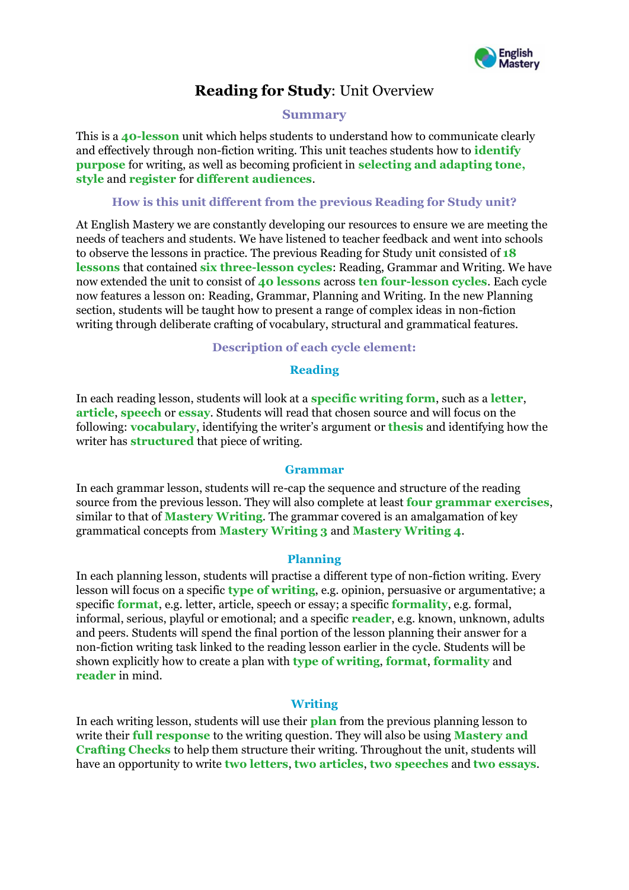# **Reading for Study**: Unit Overview

## Summary

This is a **40-lesson** unit which helps students to understand how to communicate clearly and effectively through non-fiction writing. This unit teaches students how to **identify purpose** for writing, as well as becoming proficient in **selecting and adapting tone, style** and **register** for **different audiences**.

## How is this unit different from the previous Reading for Study unit?

At English Mastery we are constantly developing our resources to ensure we are meeting the needs of teachers and students. We have listened to teacher feedback and went into schools to observe the lessons in practice. The previous Reading for Study unit consisted of **18 lessons** that contained **six three-lesson cycles**: Reading, Grammar and Writing. We have now extended the unit to consist of **40 lessons** across **ten four-lesson cycles**. Each cycle now features a lesson on: Reading, Grammar, Planning and Writing. In the new Planning section, students will be taught how to present a range of complex ideas in non-fiction writing through deliberate crafting of vocabulary, structural and grammatical features.

## Description of each cycle element:

### Reading

In each reading lesson, students will look at a **specific writing form**, such as a **letter**, **article**, **speech** or **essay**. Students will read that chosen source and will focus on the following: **vocabulary**, identifying the writer's argument or **thesis** and identifying how the writer has **structured** that piece of writing.

### Grammar

In each grammar lesson, students will re-cap the sequence and structure of the reading source from the previous lesson. They will also complete at least **four grammar exercises**, similar to that of **Mastery Writing**. The grammar covered is an amalgamation of key grammatical concepts from **Mastery Writing 3** and **Mastery Writing 4**.

### Planning

In each planning lesson, students will practise a different type of non-fiction writing. Every lesson will focus on a specific **type of writing**, e.g. opinion, persuasive or argumentative; a specific **format**, e.g. letter, article, speech or essay; a specific **formality**, e.g. formal, informal, serious, playful or emotional; and a specific **reader**, e.g. known, unknown, adults and peers. Students will spend the final portion of the lesson planning their answer for a non-fiction writing task linked to the reading lesson earlier in the cycle. Students will be shown explicitly how to create a plan with **type of writing**, **format**, **formality** and **reader** in mind.

### Writing

In each writing lesson, students will use their **plan** from the previous planning lesson to write their **full response** to the writing question. They will also be using **Mastery and Crafting Checks** to help them structure their writing. Throughout the unit, students will have an opportunity to write **two letters**, **two articles**, **two speeches** and **two essays**.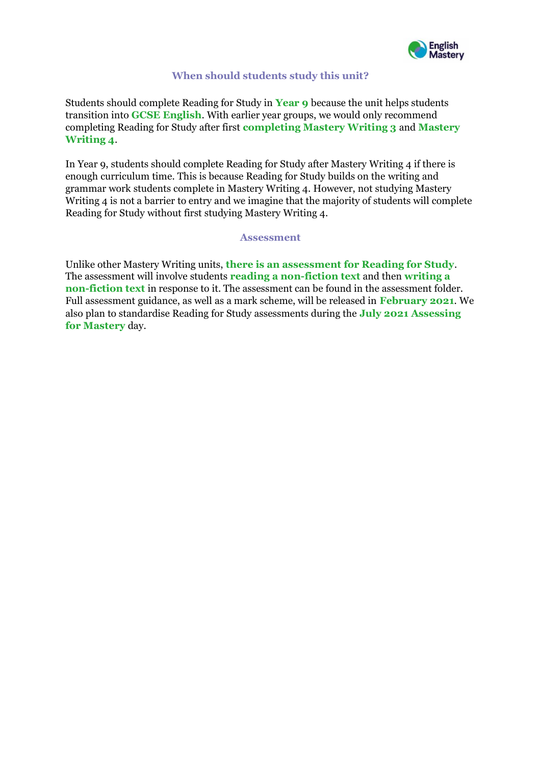## When should students study this unit?

Students should complete Reading for Study in **Year 9** because the unit helps students transition into **GCSE English**. With earlier year groups, we would only recommend completing Reading for Study after first **completing Mastery Writing 3** and **Mastery Writing 4**.

In Year 9, students should complete Reading for Study after Mastery Writing 4 if there is enough curriculum time. This is because Reading for Study builds on the writing and grammar work students complete in Mastery Writing 4. However, not studying Mastery Writing 4 is not a barrier to entry and we imagine that the majority of students will complete Reading for Study without first studying Mastery Writing 4.

## Assessment

Unlike other Mastery Writing units, **there is an assessment for Reading for Study**. The assessment will involve students **reading a non-fiction text** and then **writing a non-fiction text** in response to it. The assessment can be found in the assessment folder. Full assessment guidance, as well as a mark scheme, will be released in **February 2021**. We also plan to standardise Reading for Study assessments during the **July 2021 Assessing for Mastery** day.